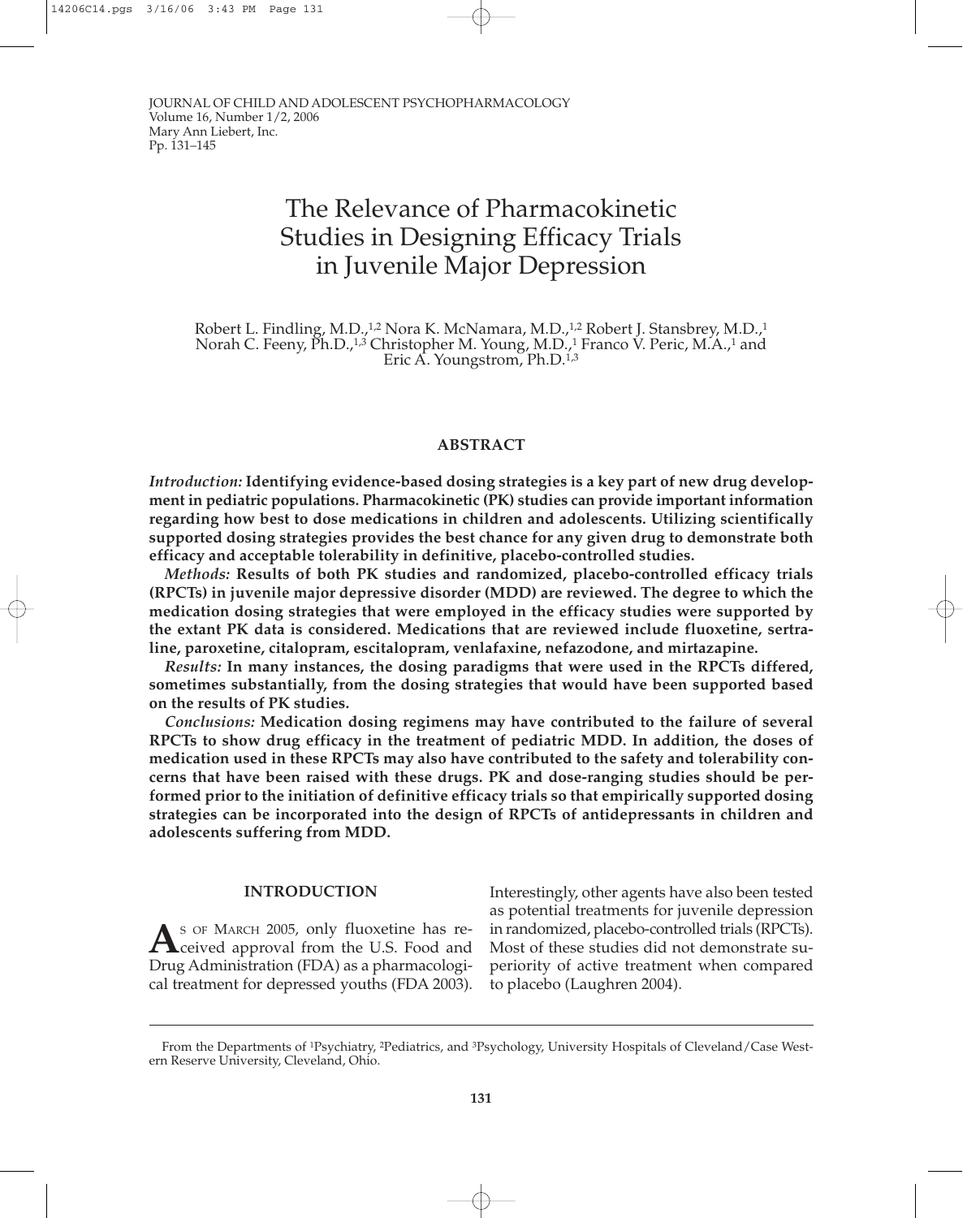# The Relevance of Pharmacokinetic Studies in Designing Efficacy Trials in Juvenile Major Depression

Robert L. Findling, M.D.,[1,2] Nora K. McNamara, M.D.,[1,2] Robert J. Stansbrey, M.D.,[1] Norah C. Feeny, Ph.D.,[1,3] Christopher M. Young, M.D.,[1] Franco V. Peric, M.A.,[1] and Eric A. Youngstrom, Ph.D.[1,3]

## ABSTRACT

*Introduction:* **Identifying evidence-based dosing strategies is a key part of new drug development in pediatric populations. Pharmacokinetic (PK) studies can provide important information regarding how best to dose medications in children and adolescents. Utilizing scientifically supported dosing strategies provides the best chance for any given drug to demonstrate both efficacy and acceptable tolerability in definitive, placebo-controlled studies.**

*Methods:* **Results of both PK studies and randomized, placebo-controlled efficacy trials (RPCTs) in juvenile major depressive disorder (MDD) are reviewed. The degree to which the medication dosing strategies that were employed in the efficacy studies were supported by the extant PK data is considered. Medications that are reviewed include fluoxetine, sertraline, paroxetine, citalopram, escitalopram, venlafaxine, nefazodone, and mirtazapine.**

*Results:* **In many instances, the dosing paradigms that were used in the RPCTs differed, sometimes substantially, from the dosing strategies that would have been supported based on the results of PK studies.**

*Conclusions:* **Medication dosing regimens may have contributed to the failure of several RPCTs to show drug efficacy in the treatment of pediatric MDD. In addition, the doses of medication used in these RPCTs may also have contributed to the safety and tolerability concerns that have been raised with these drugs. PK and dose-ranging studies should be performed prior to the initiation of definitive efficacy trials so that empirically supported dosing strategies can be incorporated into the design of RPCTs of antidepressants in children and adolescents suffering from MDD.**

## INTRODUCTION

As of March 2005, only fluoxetine has received approval from the U.S. Food and Drug Administration (FDA) as a pharmacological treatment for depressed youths (FDA 2003). Interestingly, other agents have also been tested as potential treatments for juvenile depression in randomized, placebo-controlled trials (RPCTs). Most of these studies did not demonstrate superiority of active treatment when compared to placebo (Laughren 2004).

From the Departments of [1]Psychiatry, [2]Pediatrics, and [3]Psychology, University Hospitals of Cleveland/Case Western Reserve University, Cleveland, Ohio.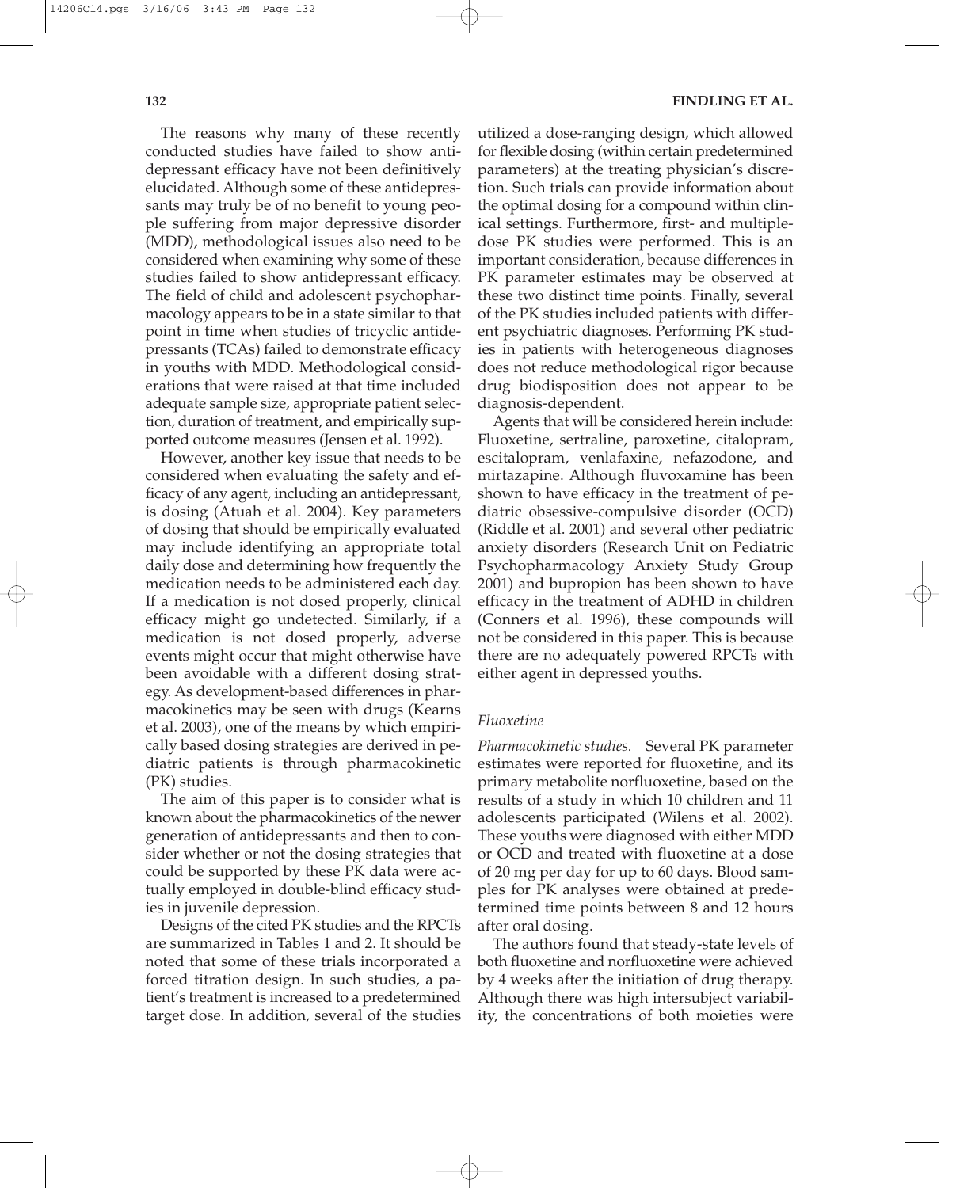The reasons why many of these recently conducted studies have failed to show antidepressant efficacy have not been definitively elucidated. Although some of these antidepressants may truly be of no benefit to young people suffering from major depressive disorder (MDD), methodological issues also need to be considered when examining why some of these studies failed to show antidepressant efficacy. The field of child and adolescent psychopharmacology appears to be in a state similar to that point in time when studies of tricyclic antidepressants (TCAs) failed to demonstrate efficacy in youths with MDD. Methodological considerations that were raised at that time included adequate sample size, appropriate patient selection, duration of treatment, and empirically supported outcome measures (Jensen et al. 1992).

However, another key issue that needs to be considered when evaluating the safety and efficacy of any agent, including an antidepressant, is dosing (Atuah et al. 2004). Key parameters of dosing that should be empirically evaluated may include identifying an appropriate total daily dose and determining how frequently the medication needs to be administered each day. If a medication is not dosed properly, clinical efficacy might go undetected. Similarly, if a medication is not dosed properly, adverse events might occur that might otherwise have been avoidable with a different dosing strategy. As development-based differences in pharmacokinetics may be seen with drugs (Kearns et al. 2003), one of the means by which empirically based dosing strategies are derived in pediatric patients is through pharmacokinetic (PK) studies.

The aim of this paper is to consider what is known about the pharmacokinetics of the newer generation of antidepressants and then to consider whether or not the dosing strategies that could be supported by these PK data were actually employed in double-blind efficacy studies in juvenile depression.

Designs of the cited PK studies and the RPCTs are summarized in Tables 1 and 2. It should be noted that some of these trials incorporated a forced titration design. In such studies, a patient's treatment is increased to a predetermined target dose. In addition, several of the studies utilized a dose-ranging design, which allowed for flexible dosing (within certain predetermined parameters) at the treating physician's discretion. Such trials can provide information about the optimal dosing for a compound within clinical settings. Furthermore, first- and multiple-dose PK studies were performed. This is an important consideration, because differences in PK parameter estimates may be observed at these two distinct time points. Finally, several of the PK studies included patients with different psychiatric diagnoses. Performing PK studies in patients with heterogeneous diagnoses does not reduce methodological rigor because drug biodisposition does not appear to be diagnosis-dependent.

Agents that will be considered herein include: Fluoxetine, sertraline, paroxetine, citalopram, escitalopram, venlafaxine, nefazodone, and mirtazapine. Although fluvoxamine has been shown to have efficacy in the treatment of pediatric obsessive-compulsive disorder (OCD) (Riddle et al. 2001) and several other pediatric anxiety disorders (Research Unit on Pediatric Psychopharmacology Anxiety Study Group 2001) and bupropion has been shown to have efficacy in the treatment of ADHD in children (Conners et al. 1996), these compounds will not be considered in this paper. This is because there are no adequately powered RPCTs with either agent in depressed youths.

### *Fluoxetine*

*Pharmacokinetic studies.* Several PK parameter estimates were reported for fluoxetine, and its primary metabolite norfluoxetine, based on the results of a study in which 10 children and 11 adolescents participated (Wilens et al. 2002). These youths were diagnosed with either MDD or OCD and treated with fluoxetine at a dose of 20 mg per day for up to 60 days. Blood samples for PK analyses were obtained at predetermined time points between 8 and 12 hours after oral dosing.

The authors found that steady-state levels of both fluoxetine and norfluoxetine were achieved by 4 weeks after the initiation of drug therapy. Although there was high intersubject variability, the concentrations of both moieties were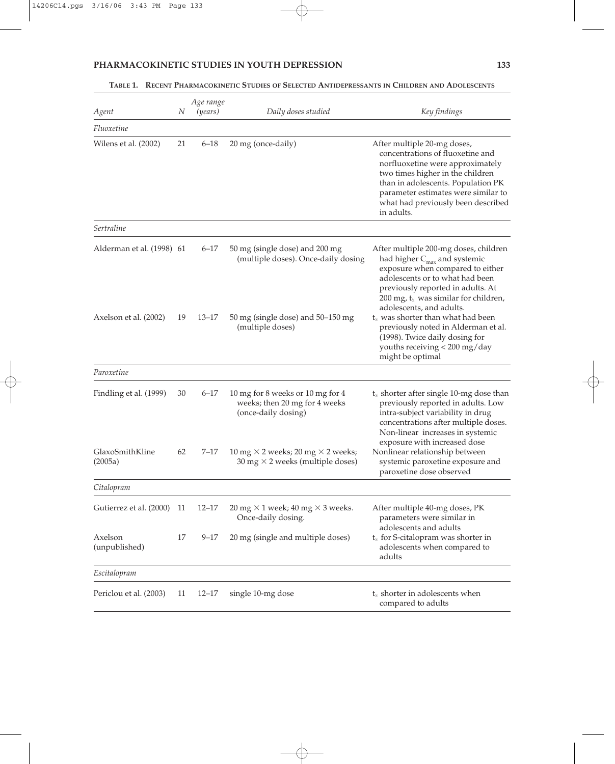**Table 1. Recent Pharmacokinetic Studies of Selected Antidepressants in Children and Adolescents**

| *Agent* | *N* | *Age range (years)* | *Daily doses studied* | *Key findings* |
|---|---|---|---|---|
| *Fluoxetine* | | | | |
| Wilens et al. (2002) | 21 | 6–18 | 20 mg (once-daily) | After multiple 20-mg doses, concentrations of fluoxetine and norfluoxetine were approximately two times higher in the children than in adolescents. Population PK parameter estimates were similar to what had previously been described in adults. |
| *Sertraline* | | | | |
| Alderman et al. (1998) | 61 | 6–17 | 50 mg (single dose) and 200 mg (multiple doses). Once-daily dosing | After multiple 200-mg doses, children had higher $C_{max}$ and systemic exposure when compared to either adolescents or to what had been previously reported in adults. At 200 mg, $t_{½}$ was similar for children, adolescents, and adults. |
| Axelson et al. (2002) | 19 | 13–17 | 50 mg (single dose) and 50–150 mg (multiple doses) | $t_{½}$ was shorter than what had been previously noted in Alderman et al. (1998). Twice daily dosing for youths receiving < 200 mg/day might be optimal |
| *Paroxetine* | | | | |
| Findling et al. (1999) | 30 | 6–17 | 10 mg for 8 weeks or 10 mg for 4 weeks; then 20 mg for 4 weeks (once-daily dosing) | $t_{½}$ shorter after single 10-mg dose than previously reported in adults. Low intra-subject variability in drug concentrations after multiple doses. Non-linear increases in systemic exposure with increased dose |
| GlaxoSmithKline (2005a) | 62 | 7–17 | 10 mg × 2 weeks; 20 mg × 2 weeks; 30 mg × 2 weeks (multiple doses) | Nonlinear relationship between systemic paroxetine exposure and paroxetine dose observed |
| *Citalopram* | | | | |
| Gutierrez et al. (2000) | 11 | 12–17 | 20 mg × 1 week; 40 mg × 3 weeks. Once-daily dosing. | After multiple 40-mg doses, PK parameters were similar in adolescents and adults |
| Axelson (unpublished) | 17 | 9–17 | 20 mg (single and multiple doses) | $t_{½}$ for S-citalopram was shorter in adolescents when compared to adults |
| *Escitalopram* | | | | |
| Periclou et al. (2003) | 11 | 12–17 | single 10-mg dose | $t_{½}$ shorter in adolescents when compared to adults |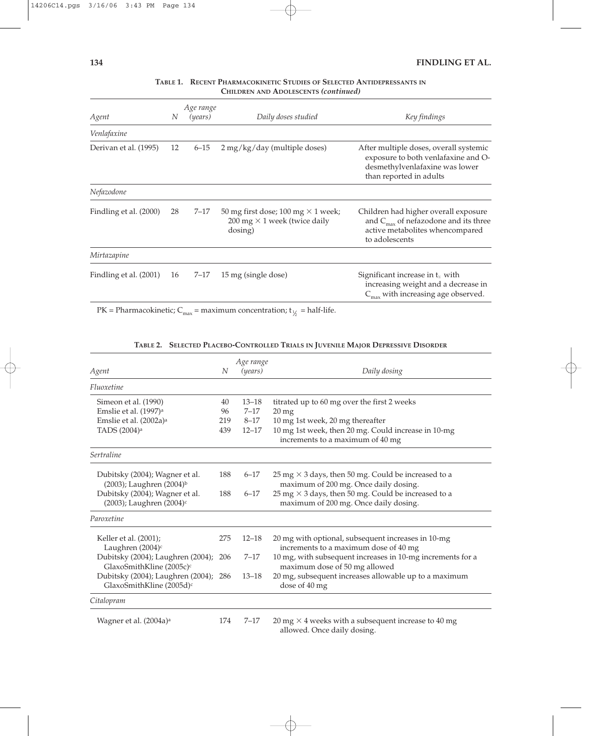**Table 1. Recent Pharmacokinetic Studies of Selected Antidepressants in Children and Adolescents *(continued)***

| *Agent* | *N* | *Age range (years)* | *Daily doses studied* | *Key findings* |
|---|---|---|---|---|
| *Venlafaxine* | | | | |
| Derivan et al. (1995) | 12 | 6–15 | 2 mg/kg/day (multiple doses) | After multiple doses, overall systemic exposure to both venlafaxine and O-desmethylvenlafaxine was lower than reported in adults |
| *Nefazodone* | | | | |
| Findling et al. (2000) | 28 | 7–17 | 50 mg first dose; 100 mg × 1 week; 200 mg × 1 week (twice daily dosing) | Children had higher overall exposure and $C_{max}$ of nefazodone and its three active metabolites whencompared to adolescents |
| *Mirtazapine* | | | | |
| Findling et al. (2001) | 16 | 7–17 | 15 mg (single dose) | Significant increase in $t_{½}$ with increasing weight and a decrease in $C_{max}$ with increasing age observed. |

PK = Pharmacokinetic; $C_{max}$ = maximum concentration; $t_{½}$ = half-life.

**Table 2. Selected Placebo-Controlled Trials in Juvenile Major Depressive Disorder**

| *Agent* | *N* | *Age range (years)* | *Daily dosing* |
|---|---|---|---|
| *Fluoxetine* | | | |
| Simeon et al. (1990) | 40 | 13–18 | titrated up to 60 mg over the first 2 weeks |
| Emslie et al. (1997)[a] | 96 | 7–17 | 20 mg |
| Emslie et al. (2002a)[a] | 219 | 8–17 | 10 mg 1st week, 20 mg thereafter |
| TADS (2004)[a] | 439 | 12–17 | 10 mg 1st week, then 20 mg. Could increase in 10-mg increments to a maximum of 40 mg |
| *Sertraline* | | | |
| Dubitsky (2004); Wagner et al. (2003); Laughren (2004)[b] | 188 | 6–17 | 25 mg × 3 days, then 50 mg. Could be increased to a maximum of 200 mg. Once daily dosing. |
| Dubitsky (2004); Wagner et al. (2003); Laughren (2004)[c] | 188 | 6–17 | 25 mg × 3 days, then 50 mg. Could be increased to a maximum of 200 mg. Once daily dosing. |
| *Paroxetine* | | | |
| Keller et al. (2001); Laughren (2004)[c] | 275 | 12–18 | 20 mg with optional, subsequent increases in 10-mg increments to a maximum dose of 40 mg |
| Dubitsky (2004); Laughren (2004); GlaxoSmithKline (2005c)[c] | 206 | 7–17 | 10 mg, with subsequent increases in 10-mg increments for a maximum dose of 50 mg allowed |
| Dubitsky (2004); Laughren (2004); GlaxoSmithKline (2005d)[c] | 286 | 13–18 | 20 mg, subsequent increases allowable up to a maximum dose of 40 mg |
| *Citalopram* | | | |
| Wagner et al. (2004a)[a] | 174 | 7–17 | 20 mg × 4 weeks with a subsequent increase to 40 mg allowed. Once daily dosing. |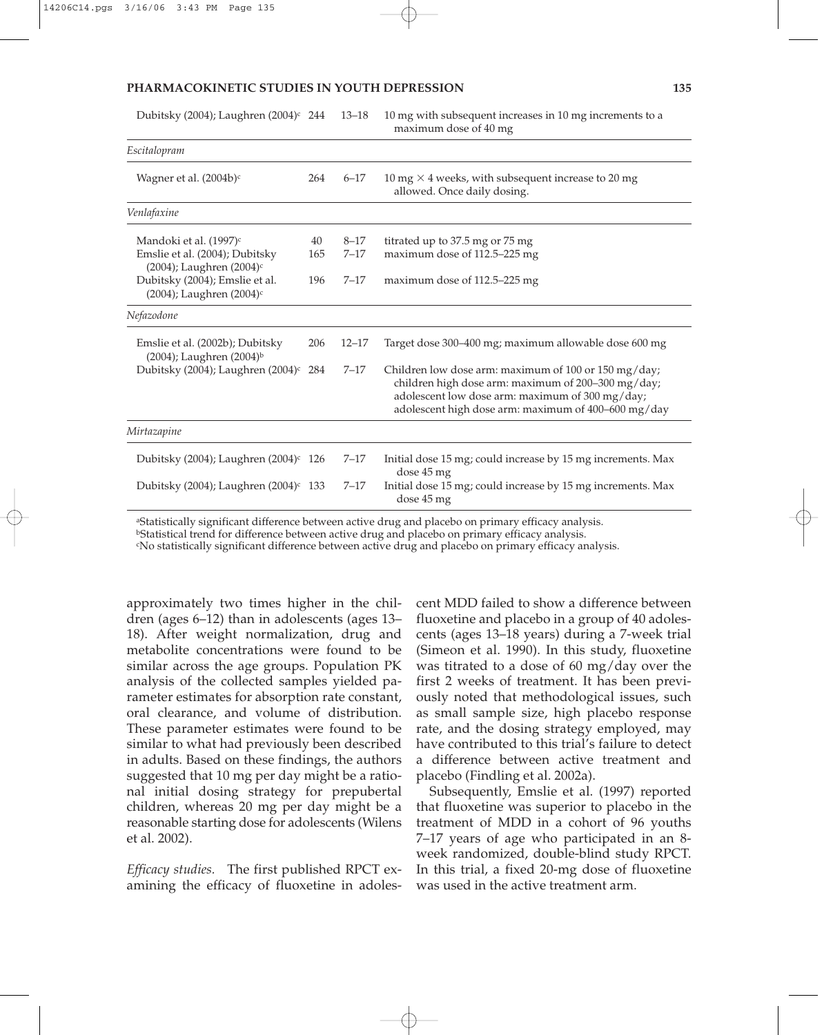| | | | |
|---|---|---|---|
| Dubitsky (2004); Laughren (2004)[c] | 244 | 13–18 | 10 mg with subsequent increases in 10 mg increments to a maximum dose of 40 mg |
| *Escitalopram* | | | |
| Wagner et al. (2004b)[c] | 264 | 6–17 | 10 mg × 4 weeks, with subsequent increase to 20 mg allowed. Once daily dosing. |
| *Venlafaxine* | | | |
| Mandoki et al. (1997)[c] | 40 | 8–17 | titrated up to 37.5 mg or 75 mg |
| Emslie et al. (2004); Dubitsky (2004); Laughren (2004)[c] | 165 | 7–17 | maximum dose of 112.5–225 mg |
| Dubitsky (2004); Emslie et al. (2004); Laughren (2004)[c] | 196 | 7–17 | maximum dose of 112.5–225 mg |
| *Nefazodone* | | | |
| Emslie et al. (2002b); Dubitsky (2004); Laughren (2004)[b] | 206 | 12–17 | Target dose 300–400 mg; maximum allowable dose 600 mg |
| Dubitsky (2004); Laughren (2004)[c] | 284 | 7–17 | Children low dose arm: maximum of 100 or 150 mg/day; children high dose arm: maximum of 200–300 mg/day; adolescent low dose arm: maximum of 300 mg/day; adolescent high dose arm: maximum of 400–600 mg/day |
| *Mirtazapine* | | | |
| Dubitsky (2004); Laughren (2004)[c] | 126 | 7–17 | Initial dose 15 mg; could increase by 15 mg increments. Max dose 45 mg |
| Dubitsky (2004); Laughren (2004)[c] | 133 | 7–17 | Initial dose 15 mg; could increase by 15 mg increments. Max dose 45 mg |

[a]Statistically significant difference between active drug and placebo on primary efficacy analysis.
[b]Statistical trend for difference between active drug and placebo on primary efficacy analysis.
[c]No statistically significant difference between active drug and placebo on primary efficacy analysis.

approximately two times higher in the children (ages 6–12) than in adolescents (ages 13–18). After weight normalization, drug and metabolite concentrations were found to be similar across the age groups. Population PK analysis of the collected samples yielded parameter estimates for absorption rate constant, oral clearance, and volume of distribution. These parameter estimates were found to be similar to what had previously been described in adults. Based on these findings, the authors suggested that 10 mg per day might be a rational initial dosing strategy for prepubertal children, whereas 20 mg per day might be a reasonable starting dose for adolescents (Wilens et al. 2002).

*Efficacy studies.* The first published RPCT examining the efficacy of fluoxetine in adolescent MDD failed to show a difference between fluoxetine and placebo in a group of 40 adolescents (ages 13–18 years) during a 7-week trial (Simeon et al. 1990). In this study, fluoxetine was titrated to a dose of 60 mg/day over the first 2 weeks of treatment. It has been previously noted that methodological issues, such as small sample size, high placebo response rate, and the dosing strategy employed, may have contributed to this trial's failure to detect a difference between active treatment and placebo (Findling et al. 2002a).

Subsequently, Emslie et al. (1997) reported that fluoxetine was superior to placebo in the treatment of MDD in a cohort of 96 youths 7–17 years of age who participated in an 8-week randomized, double-blind study RPCT. In this trial, a fixed 20-mg dose of fluoxetine was used in the active treatment arm.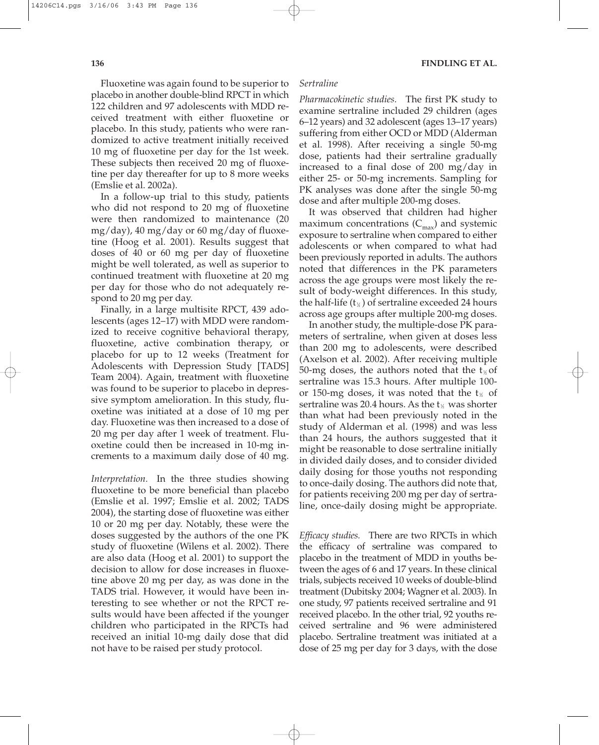Fluoxetine was again found to be superior to placebo in another double-blind RPCT in which 122 children and 97 adolescents with MDD received treatment with either fluoxetine or placebo. In this study, patients who were randomized to active treatment initially received 10 mg of fluoxetine per day for the 1st week. These subjects then received 20 mg of fluoxetine per day thereafter for up to 8 more weeks (Emslie et al. 2002a).

In a follow-up trial to this study, patients who did not respond to 20 mg of fluoxetine were then randomized to maintenance (20 mg/day), 40 mg/day or 60 mg/day of fluoxetine (Hoog et al. 2001). Results suggest that doses of 40 or 60 mg per day of fluoxetine might be well tolerated, as well as superior to continued treatment with fluoxetine at 20 mg per day for those who do not adequately respond to 20 mg per day.

Finally, in a large multisite RPCT, 439 adolescents (ages 12–17) with MDD were randomized to receive cognitive behavioral therapy, fluoxetine, active combination therapy, or placebo for up to 12 weeks (Treatment for Adolescents with Depression Study [TADS] Team 2004). Again, treatment with fluoxetine was found to be superior to placebo in depressive symptom amelioration. In this study, fluoxetine was initiated at a dose of 10 mg per day. Fluoxetine was then increased to a dose of 20 mg per day after 1 week of treatment. Fluoxetine could then be increased in 10-mg increments to a maximum daily dose of 40 mg.

*Interpretation.* In the three studies showing fluoxetine to be more beneficial than placebo (Emslie et al. 1997; Emslie et al. 2002; TADS 2004), the starting dose of fluoxetine was either 10 or 20 mg per day. Notably, these were the doses suggested by the authors of the one PK study of fluoxetine (Wilens et al. 2002). There are also data (Hoog et al. 2001) to support the decision to allow for dose increases in fluoxetine above 20 mg per day, as was done in the TADS trial. However, it would have been interesting to see whether or not the RPCT results would have been affected if the younger children who participated in the RPCTs had received an initial 10-mg daily dose that did not have to be raised per study protocol.

*Sertraline*

*Pharmacokinetic studies.* The first PK study to examine sertraline included 29 children (ages 6–12 years) and 32 adolescent (ages 13–17 years) suffering from either OCD or MDD (Alderman et al. 1998). After receiving a single 50-mg dose, patients had their sertraline gradually increased to a final dose of 200 mg/day in either 25- or 50-mg increments. Sampling for PK analyses was done after the single 50-mg dose and after multiple 200-mg doses.

It was observed that children had higher maximum concentrations ($C_{max}$) and systemic exposure to sertraline when compared to either adolescents or when compared to what had been previously reported in adults. The authors noted that differences in the PK parameters across the age groups were most likely the result of body-weight differences. In this study, the half-life ($t_{½}$) of sertraline exceeded 24 hours across age groups after multiple 200-mg doses.

In another study, the multiple-dose PK parameters of sertraline, when given at doses less than 200 mg to adolescents, were described (Axelson et al. 2002). After receiving multiple 50-mg doses, the authors noted that the $t_{½}$ of sertraline was 15.3 hours. After multiple 100- or 150-mg doses, it was noted that the $t_{½}$ of sertraline was 20.4 hours. As the $t_{½}$ was shorter than what had been previously noted in the study of Alderman et al. (1998) and was less than 24 hours, the authors suggested that it might be reasonable to dose sertraline initially in divided daily doses, and to consider divided daily dosing for those youths not responding to once-daily dosing. The authors did note that, for patients receiving 200 mg per day of sertraline, once-daily dosing might be appropriate.

*Efficacy studies.* There are two RPCTs in which the efficacy of sertraline was compared to placebo in the treatment of MDD in youths between the ages of 6 and 17 years. In these clinical trials, subjects received 10 weeks of double-blind treatment (Dubitsky 2004; Wagner et al. 2003). In one study, 97 patients received sertraline and 91 received placebo. In the other trial, 92 youths received sertraline and 96 were administered placebo. Sertraline treatment was initiated at a dose of 25 mg per day for 3 days, with the dose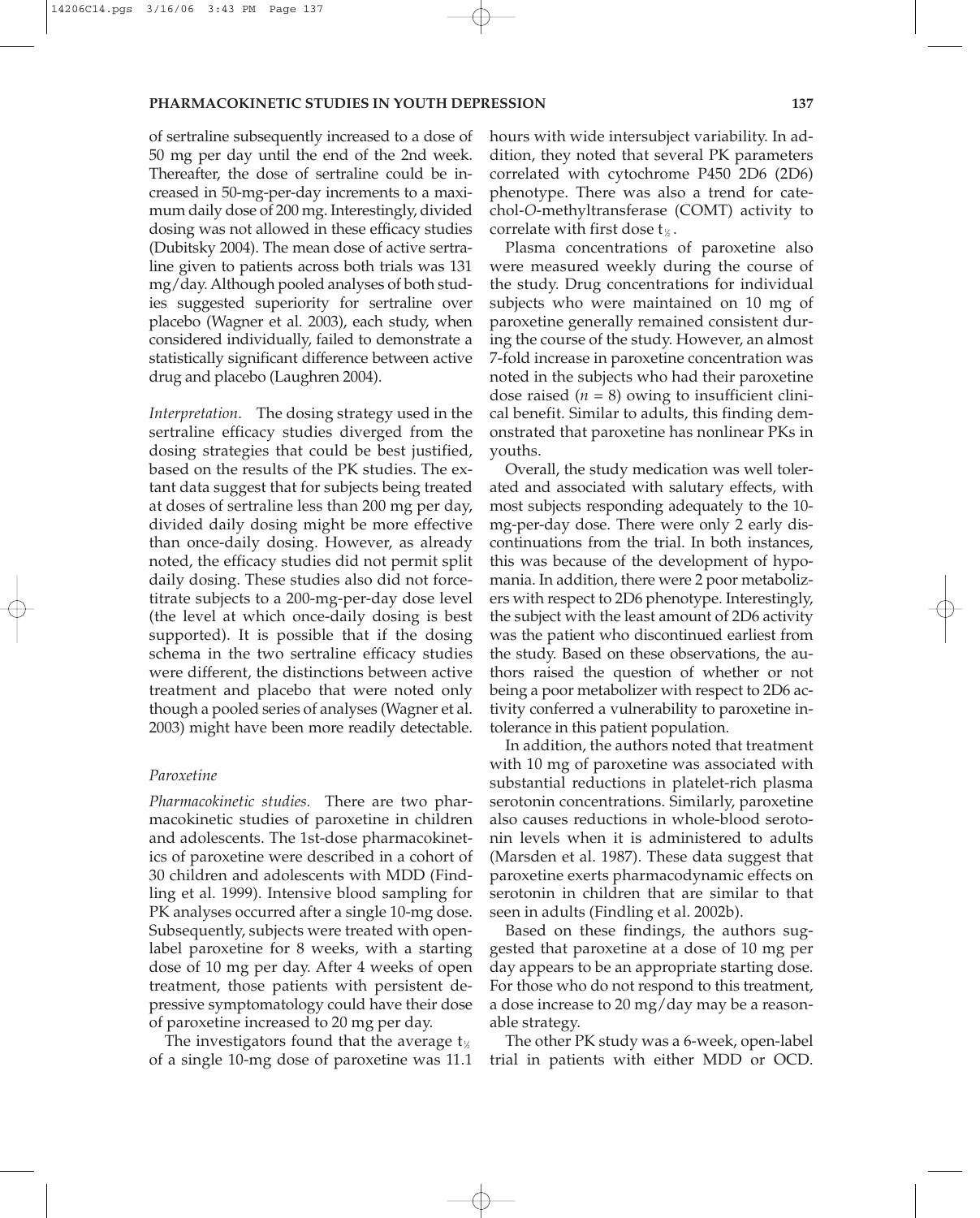of sertraline subsequently increased to a dose of 50 mg per day until the end of the 2nd week. Thereafter, the dose of sertraline could be increased in 50-mg-per-day increments to a maximum daily dose of 200 mg. Interestingly, divided dosing was not allowed in these efficacy studies (Dubitsky 2004). The mean dose of active sertraline given to patients across both trials was 131 mg/day. Although pooled analyses of both studies suggested superiority for sertraline over placebo (Wagner et al. 2003), each study, when considered individually, failed to demonstrate a statistically significant difference between active drug and placebo (Laughren 2004).

*Interpretation.* The dosing strategy used in the sertraline efficacy studies diverged from the dosing strategies that could be best justified, based on the results of the PK studies. The extant data suggest that for subjects being treated at doses of sertraline less than 200 mg per day, divided daily dosing might be more effective than once-daily dosing. However, as already noted, the efficacy studies did not permit split daily dosing. These studies also did not force-titrate subjects to a 200-mg-per-day dose level (the level at which once-daily dosing is best supported). It is possible that if the dosing schema in the two sertraline efficacy studies were different, the distinctions between active treatment and placebo that were noted only though a pooled series of analyses (Wagner et al. 2003) might have been more readily detectable.

#### *Paroxetine*

*Pharmacokinetic studies.* There are two pharmacokinetic studies of paroxetine in children and adolescents. The 1st-dose pharmacokinetics of paroxetine were described in a cohort of 30 children and adolescents with MDD (Findling et al. 1999). Intensive blood sampling for PK analyses occurred after a single 10-mg dose. Subsequently, subjects were treated with open-label paroxetine for 8 weeks, with a starting dose of 10 mg per day. After 4 weeks of open treatment, those patients with persistent depressive symptomatology could have their dose of paroxetine increased to 20 mg per day.

The investigators found that the average $t_{½}$ of a single 10-mg dose of paroxetine was 11.1 hours with wide intersubject variability. In addition, they noted that several PK parameters correlated with cytochrome P450 2D6 (2D6) phenotype. There was also a trend for catechol-*O*-methyltransferase (COMT) activity to correlate with first dose $t_{½}$.

Plasma concentrations of paroxetine also were measured weekly during the course of the study. Drug concentrations for individual subjects who were maintained on 10 mg of paroxetine generally remained consistent during the course of the study. However, an almost 7-fold increase in paroxetine concentration was noted in the subjects who had their paroxetine dose raised ($n = 8$) owing to insufficient clinical benefit. Similar to adults, this finding demonstrated that paroxetine has nonlinear PKs in youths.

Overall, the study medication was well tolerated and associated with salutary effects, with most subjects responding adequately to the 10-mg-per-day dose. There were only 2 early discontinuations from the trial. In both instances, this was because of the development of hypomania. In addition, there were 2 poor metabolizers with respect to 2D6 phenotype. Interestingly, the subject with the least amount of 2D6 activity was the patient who discontinued earliest from the study. Based on these observations, the authors raised the question of whether or not being a poor metabolizer with respect to 2D6 activity conferred a vulnerability to paroxetine intolerance in this patient population.

In addition, the authors noted that treatment with 10 mg of paroxetine was associated with substantial reductions in platelet-rich plasma serotonin concentrations. Similarly, paroxetine also causes reductions in whole-blood serotonin levels when it is administered to adults (Marsden et al. 1987). These data suggest that paroxetine exerts pharmacodynamic effects on serotonin in children that are similar to that seen in adults (Findling et al. 2002b).

Based on these findings, the authors suggested that paroxetine at a dose of 10 mg per day appears to be an appropriate starting dose. For those who do not respond to this treatment, a dose increase to 20 mg/day may be a reasonable strategy.

The other PK study was a 6-week, open-label trial in patients with either MDD or OCD.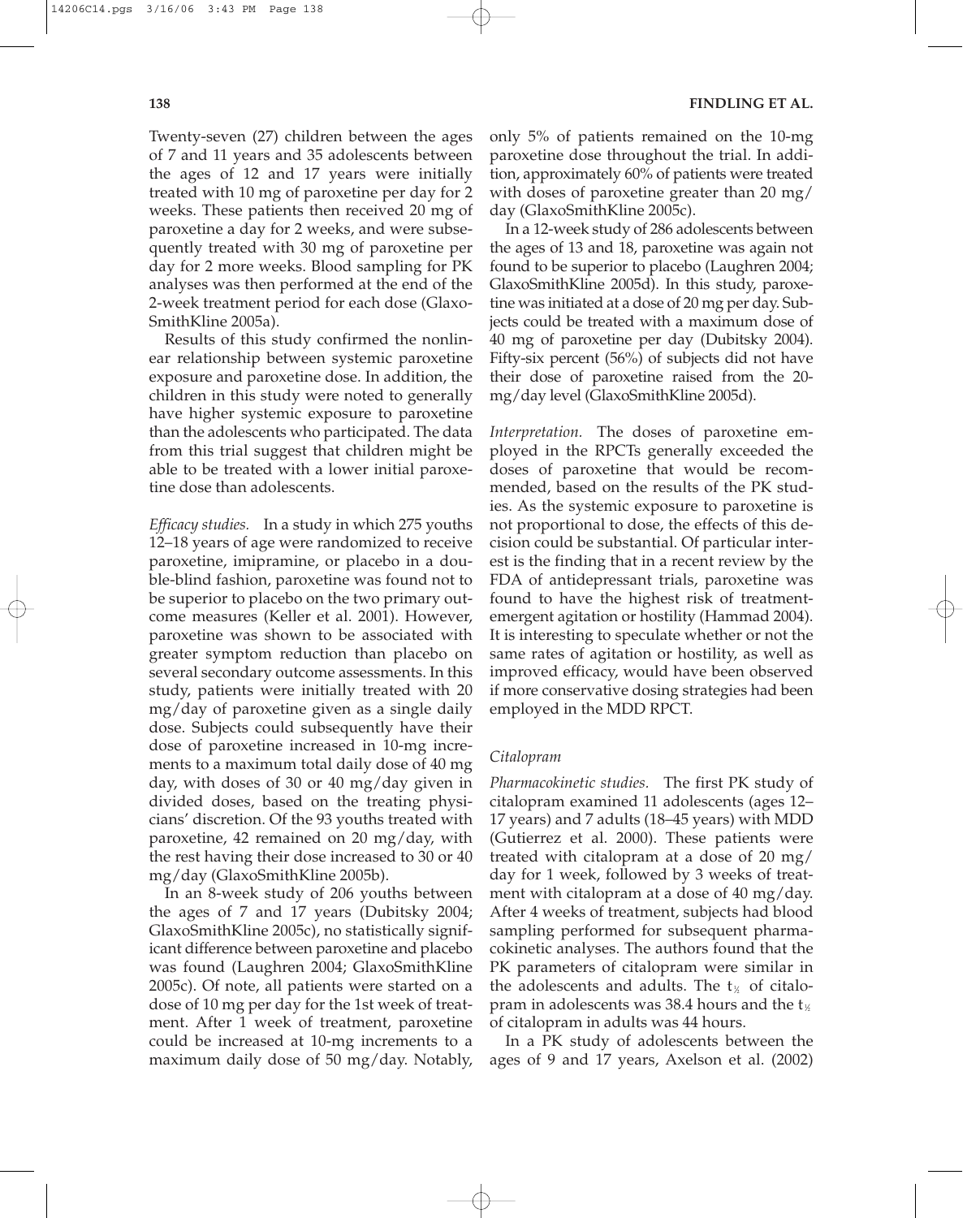Twenty-seven (27) children between the ages of 7 and 11 years and 35 adolescents between the ages of 12 and 17 years were initially treated with 10 mg of paroxetine per day for 2 weeks. These patients then received 20 mg of paroxetine a day for 2 weeks, and were subsequently treated with 30 mg of paroxetine per day for 2 more weeks. Blood sampling for PK analyses was then performed at the end of the 2-week treatment period for each dose (GlaxoSmithKline 2005a).

Results of this study confirmed the nonlinear relationship between systemic paroxetine exposure and paroxetine dose. In addition, the children in this study were noted to generally have higher systemic exposure to paroxetine than the adolescents who participated. The data from this trial suggest that children might be able to be treated with a lower initial paroxetine dose than adolescents.

*Efficacy studies.* In a study in which 275 youths 12–18 years of age were randomized to receive paroxetine, imipramine, or placebo in a double-blind fashion, paroxetine was found not to be superior to placebo on the two primary outcome measures (Keller et al. 2001). However, paroxetine was shown to be associated with greater symptom reduction than placebo on several secondary outcome assessments. In this study, patients were initially treated with 20 mg/day of paroxetine given as a single daily dose. Subjects could subsequently have their dose of paroxetine increased in 10-mg increments to a maximum total daily dose of 40 mg day, with doses of 30 or 40 mg/day given in divided doses, based on the treating physicians' discretion. Of the 93 youths treated with paroxetine, 42 remained on 20 mg/day, with the rest having their dose increased to 30 or 40 mg/day (GlaxoSmithKline 2005b).

In an 8-week study of 206 youths between the ages of 7 and 17 years (Dubitsky 2004; GlaxoSmithKline 2005c), no statistically significant difference between paroxetine and placebo was found (Laughren 2004; GlaxoSmithKline 2005c). Of note, all patients were started on a dose of 10 mg per day for the 1st week of treatment. After 1 week of treatment, paroxetine could be increased at 10-mg increments to a maximum daily dose of 50 mg/day. Notably, only 5% of patients remained on the 10-mg paroxetine dose throughout the trial. In addition, approximately 60% of patients were treated with doses of paroxetine greater than 20 mg/day (GlaxoSmithKline 2005c).

In a 12-week study of 286 adolescents between the ages of 13 and 18, paroxetine was again not found to be superior to placebo (Laughren 2004; GlaxoSmithKline 2005d). In this study, paroxetine was initiated at a dose of 20 mg per day. Subjects could be treated with a maximum dose of 40 mg of paroxetine per day (Dubitsky 2004). Fifty-six percent (56%) of subjects did not have their dose of paroxetine raised from the 20-mg/day level (GlaxoSmithKline 2005d).

*Interpretation.* The doses of paroxetine employed in the RPCTs generally exceeded the doses of paroxetine that would be recommended, based on the results of the PK studies. As the systemic exposure to paroxetine is not proportional to dose, the effects of this decision could be substantial. Of particular interest is the finding that in a recent review by the FDA of antidepressant trials, paroxetine was found to have the highest risk of treatment-emergent agitation or hostility (Hammad 2004). It is interesting to speculate whether or not the same rates of agitation or hostility, as well as improved efficacy, would have been observed if more conservative dosing strategies had been employed in the MDD RPCT.

### Citalopram

*Pharmacokinetic studies.* The first PK study of citalopram examined 11 adolescents (ages 12–17 years) and 7 adults (18–45 years) with MDD (Gutierrez et al. 2000). These patients were treated with citalopram at a dose of 20 mg/day for 1 week, followed by 3 weeks of treatment with citalopram at a dose of 40 mg/day. After 4 weeks of treatment, subjects had blood sampling performed for subsequent pharmacokinetic analyses. The authors found that the PK parameters of citalopram were similar in the adolescents and adults. The $t_{½}$ of citalopram in adolescents was 38.4 hours and the $t_{½}$ of citalopram in adults was 44 hours.

In a PK study of adolescents between the ages of 9 and 17 years, Axelson et al. (2002)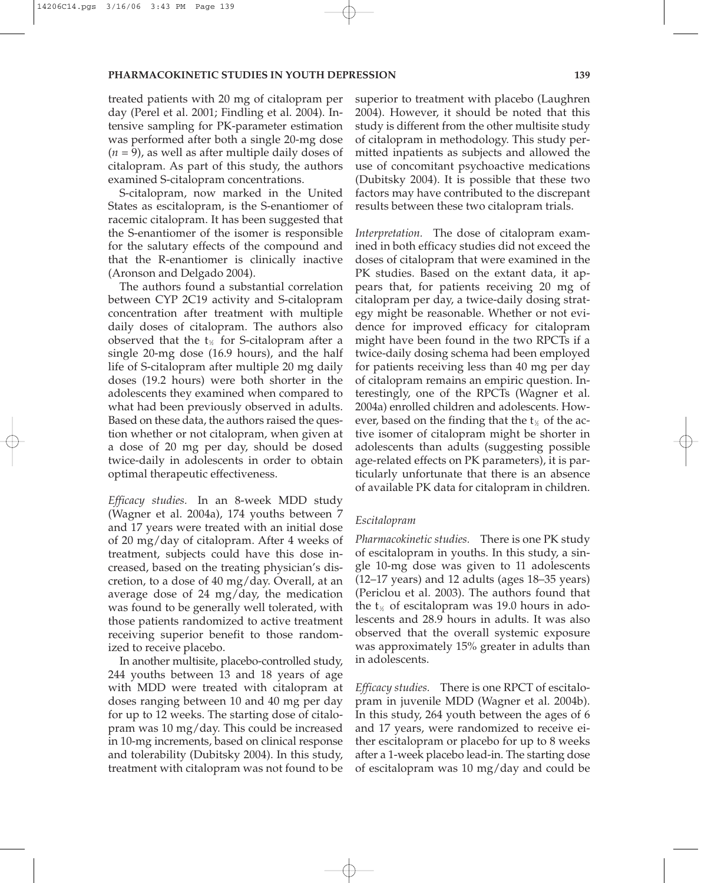treated patients with 20 mg of citalopram per day (Perel et al. 2001; Findling et al. 2004). Intensive sampling for PK-parameter estimation was performed after both a single 20-mg dose ($n = 9$), as well as after multiple daily doses of citalopram. As part of this study, the authors examined S-citalopram concentrations.

S-citalopram, now marked in the United States as escitalopram, is the S-enantiomer of racemic citalopram. It has been suggested that the S-enantiomer of the isomer is responsible for the salutary effects of the compound and that the R-enantiomer is clinically inactive (Aronson and Delgado 2004).

The authors found a substantial correlation between CYP 2C19 activity and S-citalopram concentration after treatment with multiple daily doses of citalopram. The authors also observed that the $t_{½}$ for S-citalopram after a single 20-mg dose (16.9 hours), and the half life of S-citalopram after multiple 20 mg daily doses (19.2 hours) were both shorter in the adolescents they examined when compared to what had been previously observed in adults. Based on these data, the authors raised the question whether or not citalopram, when given at a dose of 20 mg per day, should be dosed twice-daily in adolescents in order to obtain optimal therapeutic effectiveness.

*Efficacy studies.* In an 8-week MDD study (Wagner et al. 2004a), 174 youths between 7 and 17 years were treated with an initial dose of 20 mg/day of citalopram. After 4 weeks of treatment, subjects could have this dose increased, based on the treating physician's discretion, to a dose of 40 mg/day. Overall, at an average dose of 24 mg/day, the medication was found to be generally well tolerated, with those patients randomized to active treatment receiving superior benefit to those randomized to receive placebo.

In another multisite, placebo-controlled study, 244 youths between 13 and 18 years of age with MDD were treated with citalopram at doses ranging between 10 and 40 mg per day for up to 12 weeks. The starting dose of citalopram was 10 mg/day. This could be increased in 10-mg increments, based on clinical response and tolerability (Dubitsky 2004). In this study, treatment with citalopram was not found to be superior to treatment with placebo (Laughren 2004). However, it should be noted that this study is different from the other multisite study of citalopram in methodology. This study permitted inpatients as subjects and allowed the use of concomitant psychoactive medications (Dubitsky 2004). It is possible that these two factors may have contributed to the discrepant results between these two citalopram trials.

*Interpretation.* The dose of citalopram examined in both efficacy studies did not exceed the doses of citalopram that were examined in the PK studies. Based on the extant data, it appears that, for patients receiving 20 mg of citalopram per day, a twice-daily dosing strategy might be reasonable. Whether or not evidence for improved efficacy for citalopram might have been found in the two RPCTs if a twice-daily dosing schema had been employed for patients receiving less than 40 mg per day of citalopram remains an empiric question. Interestingly, one of the RPCTs (Wagner et al. 2004a) enrolled children and adolescents. However, based on the finding that the $t_{½}$ of the active isomer of citalopram might be shorter in adolescents than adults (suggesting possible age-related effects on PK parameters), it is particularly unfortunate that there is an absence of available PK data for citalopram in children.

### *Escitalopram*

*Pharmacokinetic studies.* There is one PK study of escitalopram in youths. In this study, a single 10-mg dose was given to 11 adolescents (12–17 years) and 12 adults (ages 18–35 years) (Periclou et al. 2003). The authors found that the $t_{½}$ of escitalopram was 19.0 hours in adolescents and 28.9 hours in adults. It was also observed that the overall systemic exposure was approximately 15% greater in adults than in adolescents.

*Efficacy studies.* There is one RPCT of escitalopram in juvenile MDD (Wagner et al. 2004b). In this study, 264 youth between the ages of 6 and 17 years, were randomized to receive either escitalopram or placebo for up to 8 weeks after a 1-week placebo lead-in. The starting dose of escitalopram was 10 mg/day and could be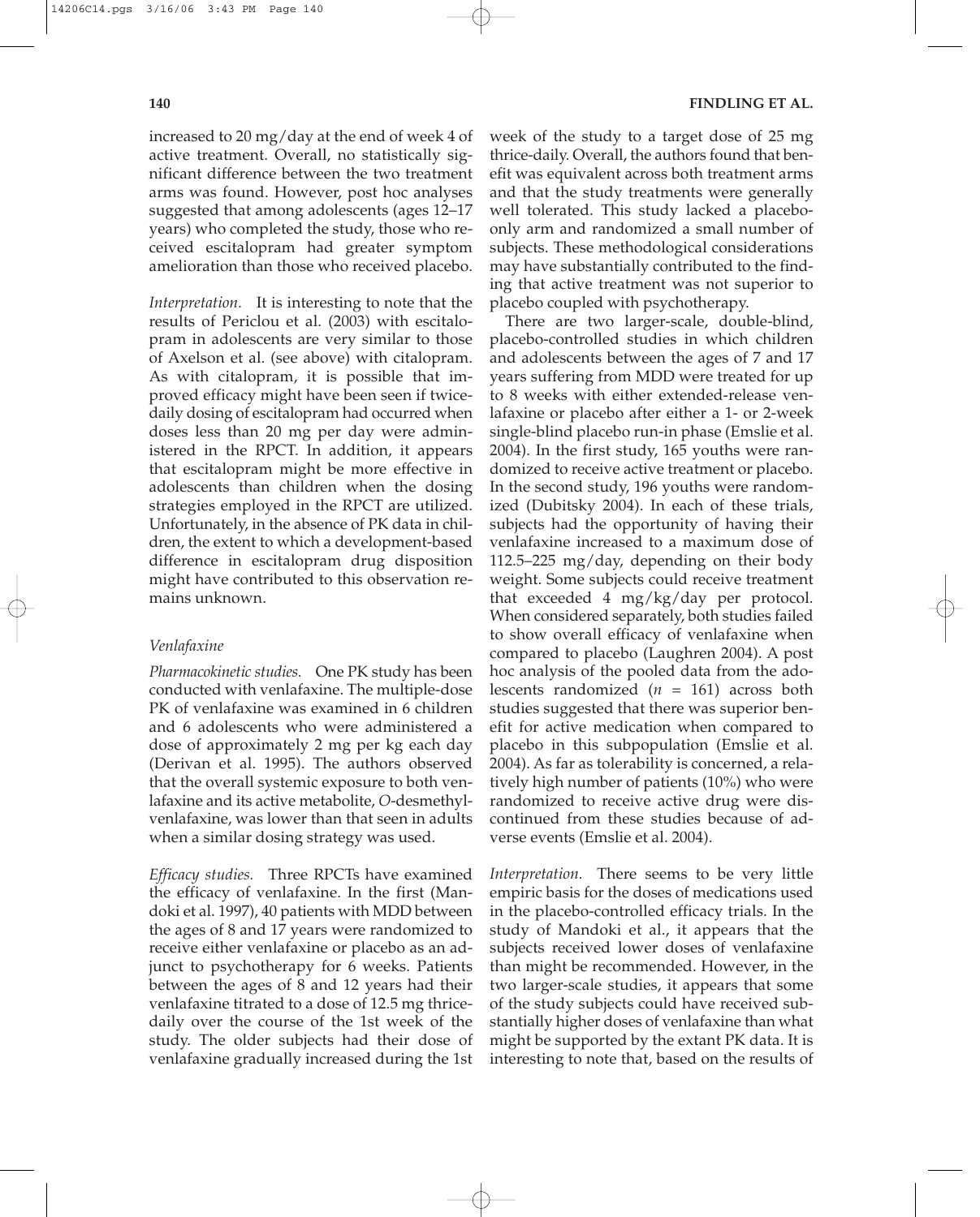increased to 20 mg/day at the end of week 4 of active treatment. Overall, no statistically significant difference between the two treatment arms was found. However, post hoc analyses suggested that among adolescents (ages 12–17 years) who completed the study, those who received escitalopram had greater symptom amelioration than those who received placebo.

*Interpretation.* It is interesting to note that the results of Periclou et al. (2003) with escitalopram in adolescents are very similar to those of Axelson et al. (see above) with citalopram. As with citalopram, it is possible that improved efficacy might have been seen if twice-daily dosing of escitalopram had occurred when doses less than 20 mg per day were administered in the RPCT. In addition, it appears that escitalopram might be more effective in adolescents than children when the dosing strategies employed in the RPCT are utilized. Unfortunately, in the absence of PK data in children, the extent to which a development-based difference in escitalopram drug disposition might have contributed to this observation remains unknown.

### *Venlafaxine*

*Pharmacokinetic studies.* One PK study has been conducted with venlafaxine. The multiple-dose PK of venlafaxine was examined in 6 children and 6 adolescents who were administered a dose of approximately 2 mg per kg each day (Derivan et al. 1995). The authors observed that the overall systemic exposure to both venlafaxine and its active metabolite, *O*-desmethylvenlafaxine, was lower than that seen in adults when a similar dosing strategy was used.

*Efficacy studies.* Three RPCTs have examined the efficacy of venlafaxine. In the first (Mandoki et al. 1997), 40 patients with MDD between the ages of 8 and 17 years were randomized to receive either venlafaxine or placebo as an adjunct to psychotherapy for 6 weeks. Patients between the ages of 8 and 12 years had their venlafaxine titrated to a dose of 12.5 mg thrice-daily over the course of the 1st week of the study. The older subjects had their dose of venlafaxine gradually increased during the 1st week of the study to a target dose of 25 mg thrice-daily. Overall, the authors found that benefit was equivalent across both treatment arms and that the study treatments were generally well tolerated. This study lacked a placebo-only arm and randomized a small number of subjects. These methodological considerations may have substantially contributed to the finding that active treatment was not superior to placebo coupled with psychotherapy.

There are two larger-scale, double-blind, placebo-controlled studies in which children and adolescents between the ages of 7 and 17 years suffering from MDD were treated for up to 8 weeks with either extended-release venlafaxine or placebo after either a 1- or 2-week single-blind placebo run-in phase (Emslie et al. 2004). In the first study, 165 youths were randomized to receive active treatment or placebo. In the second study, 196 youths were randomized (Dubitsky 2004). In each of these trials, subjects had the opportunity of having their venlafaxine increased to a maximum dose of 112.5–225 mg/day, depending on their body weight. Some subjects could receive treatment that exceeded 4 mg/kg/day per protocol. When considered separately, both studies failed to show overall efficacy of venlafaxine when compared to placebo (Laughren 2004). A post hoc analysis of the pooled data from the adolescents randomized ($n$ = 161) across both studies suggested that there was superior benefit for active medication when compared to placebo in this subpopulation (Emslie et al. 2004). As far as tolerability is concerned, a relatively high number of patients (10%) who were randomized to receive active drug were discontinued from these studies because of adverse events (Emslie et al. 2004).

*Interpretation.* There seems to be very little empiric basis for the doses of medications used in the placebo-controlled efficacy trials. In the study of Mandoki et al., it appears that the subjects received lower doses of venlafaxine than might be recommended. However, in the two larger-scale studies, it appears that some of the study subjects could have received substantially higher doses of venlafaxine than what might be supported by the extant PK data. It is interesting to note that, based on the results of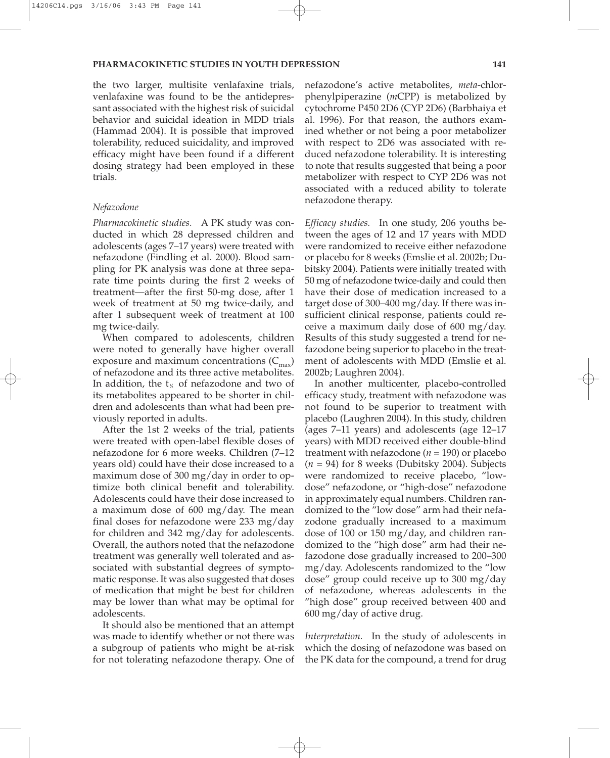the two larger, multisite venlafaxine trials, venlafaxine was found to be the antidepressant associated with the highest risk of suicidal behavior and suicidal ideation in MDD trials (Hammad 2004). It is possible that improved tolerability, reduced suicidality, and improved efficacy might have been found if a different dosing strategy had been employed in these trials.

### *Nefazodone*

*Pharmacokinetic studies.* A PK study was conducted in which 28 depressed children and adolescents (ages 7–17 years) were treated with nefazodone (Findling et al. 2000). Blood sampling for PK analysis was done at three separate time points during the first 2 weeks of treatment—after the first 50-mg dose, after 1 week of treatment at 50 mg twice-daily, and after 1 subsequent week of treatment at 100 mg twice-daily.

When compared to adolescents, children were noted to generally have higher overall exposure and maximum concentrations ($C_{max}$) of nefazodone and its three active metabolites. In addition, the $t_{½}$ of nefazodone and two of its metabolites appeared to be shorter in children and adolescents than what had been previously reported in adults.

After the 1st 2 weeks of the trial, patients were treated with open-label flexible doses of nefazodone for 6 more weeks. Children (7–12 years old) could have their dose increased to a maximum dose of 300 mg/day in order to optimize both clinical benefit and tolerability. Adolescents could have their dose increased to a maximum dose of 600 mg/day. The mean final doses for nefazodone were 233 mg/day for children and 342 mg/day for adolescents. Overall, the authors noted that the nefazodone treatment was generally well tolerated and associated with substantial degrees of symptomatic response. It was also suggested that doses of medication that might be best for children may be lower than what may be optimal for adolescents.

It should also be mentioned that an attempt was made to identify whether or not there was a subgroup of patients who might be at-risk for not tolerating nefazodone therapy. One of nefazodone's active metabolites, *meta*-chlorphenylpiperazine (*m*CPP) is metabolized by cytochrome P450 2D6 (CYP 2D6) (Barbhaiya et al. 1996). For that reason, the authors examined whether or not being a poor metabolizer with respect to 2D6 was associated with reduced nefazodone tolerability. It is interesting to note that results suggested that being a poor metabolizer with respect to CYP 2D6 was not associated with a reduced ability to tolerate nefazodone therapy.

*Efficacy studies.* In one study, 206 youths between the ages of 12 and 17 years with MDD were randomized to receive either nefazodone or placebo for 8 weeks (Emslie et al. 2002b; Dubitsky 2004). Patients were initially treated with 50 mg of nefazodone twice-daily and could then have their dose of medication increased to a target dose of 300–400 mg/day. If there was insufficient clinical response, patients could receive a maximum daily dose of 600 mg/day. Results of this study suggested a trend for nefazodone being superior to placebo in the treatment of adolescents with MDD (Emslie et al. 2002b; Laughren 2004).

In another multicenter, placebo-controlled efficacy study, treatment with nefazodone was not found to be superior to treatment with placebo (Laughren 2004). In this study, children (ages 7–11 years) and adolescents (age 12–17 years) with MDD received either double-blind treatment with nefazodone ($n = 190$) or placebo ($n = 94$) for 8 weeks (Dubitsky 2004). Subjects were randomized to receive placebo, "low-dose" nefazodone, or "high-dose" nefazodone in approximately equal numbers. Children randomized to the "low dose" arm had their nefazodone gradually increased to a maximum dose of 100 or 150 mg/day, and children randomized to the "high dose" arm had their nefazodone dose gradually increased to 200–300 mg/day. Adolescents randomized to the "low dose" group could receive up to 300 mg/day of nefazodone, whereas adolescents in the "high dose" group received between 400 and 600 mg/day of active drug.

*Interpretation.* In the study of adolescents in which the dosing of nefazodone was based on the PK data for the compound, a trend for drug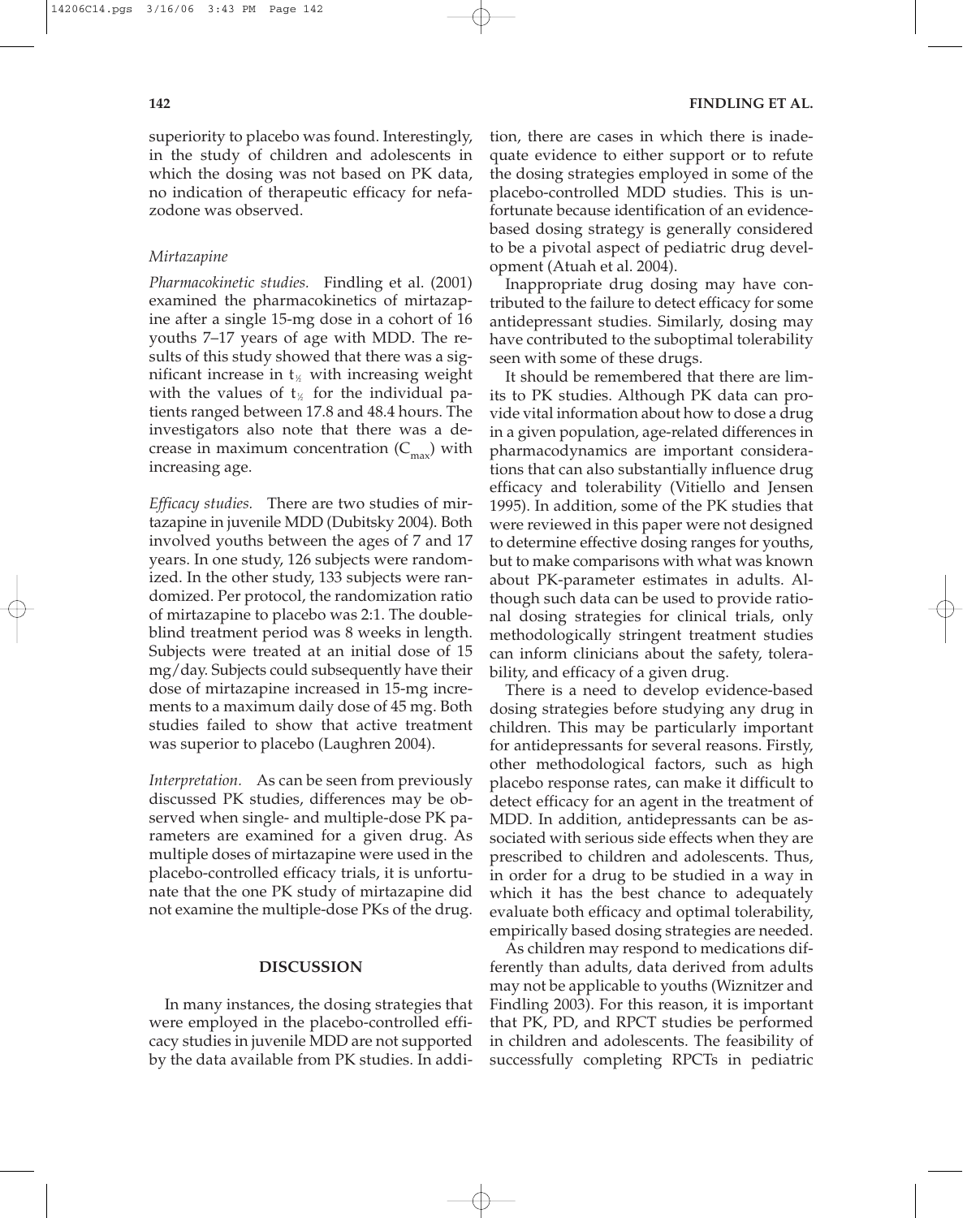superiority to placebo was found. Interestingly, in the study of children and adolescents in which the dosing was not based on PK data, no indication of therapeutic efficacy for nefazodone was observed.

### *Mirtazapine*

*Pharmacokinetic studies.* Findling et al. (2001) examined the pharmacokinetics of mirtazapine after a single 15-mg dose in a cohort of 16 youths 7–17 years of age with MDD. The results of this study showed that there was a significant increase in $t_{½}$ with increasing weight with the values of $t_{½}$ for the individual patients ranged between 17.8 and 48.4 hours. The investigators also note that there was a decrease in maximum concentration ($C_{max}$) with increasing age.

*Efficacy studies.* There are two studies of mirtazapine in juvenile MDD (Dubitsky 2004). Both involved youths between the ages of 7 and 17 years. In one study, 126 subjects were randomized. In the other study, 133 subjects were randomized. Per protocol, the randomization ratio of mirtazapine to placebo was 2:1. The double-blind treatment period was 8 weeks in length. Subjects were treated at an initial dose of 15 mg/day. Subjects could subsequently have their dose of mirtazapine increased in 15-mg increments to a maximum daily dose of 45 mg. Both studies failed to show that active treatment was superior to placebo (Laughren 2004).

*Interpretation.* As can be seen from previously discussed PK studies, differences may be observed when single- and multiple-dose PK parameters are examined for a given drug. As multiple doses of mirtazapine were used in the placebo-controlled efficacy trials, it is unfortunate that the one PK study of mirtazapine did not examine the multiple-dose PKs of the drug.

## DISCUSSION

In many instances, the dosing strategies that were employed in the placebo-controlled efficacy studies in juvenile MDD are not supported by the data available from PK studies. In addition, there are cases in which there is inadequate evidence to either support or to refute the dosing strategies employed in some of the placebo-controlled MDD studies. This is unfortunate because identification of an evidence-based dosing strategy is generally considered to be a pivotal aspect of pediatric drug development (Atuah et al. 2004).

Inappropriate drug dosing may have contributed to the failure to detect efficacy for some antidepressant studies. Similarly, dosing may have contributed to the suboptimal tolerability seen with some of these drugs.

It should be remembered that there are limits to PK studies. Although PK data can provide vital information about how to dose a drug in a given population, age-related differences in pharmacodynamics are important considerations that can also substantially influence drug efficacy and tolerability (Vitiello and Jensen 1995). In addition, some of the PK studies that were reviewed in this paper were not designed to determine effective dosing ranges for youths, but to make comparisons with what was known about PK-parameter estimates in adults. Although such data can be used to provide rational dosing strategies for clinical trials, only methodologically stringent treatment studies can inform clinicians about the safety, tolerability, and efficacy of a given drug.

There is a need to develop evidence-based dosing strategies before studying any drug in children. This may be particularly important for antidepressants for several reasons. Firstly, other methodological factors, such as high placebo response rates, can make it difficult to detect efficacy for an agent in the treatment of MDD. In addition, antidepressants can be associated with serious side effects when they are prescribed to children and adolescents. Thus, in order for a drug to be studied in a way in which it has the best chance to adequately evaluate both efficacy and optimal tolerability, empirically based dosing strategies are needed.

As children may respond to medications differently than adults, data derived from adults may not be applicable to youths (Wiznitzer and Findling 2003). For this reason, it is important that PK, PD, and RPCT studies be performed in children and adolescents. The feasibility of successfully completing RPCTs in pediatric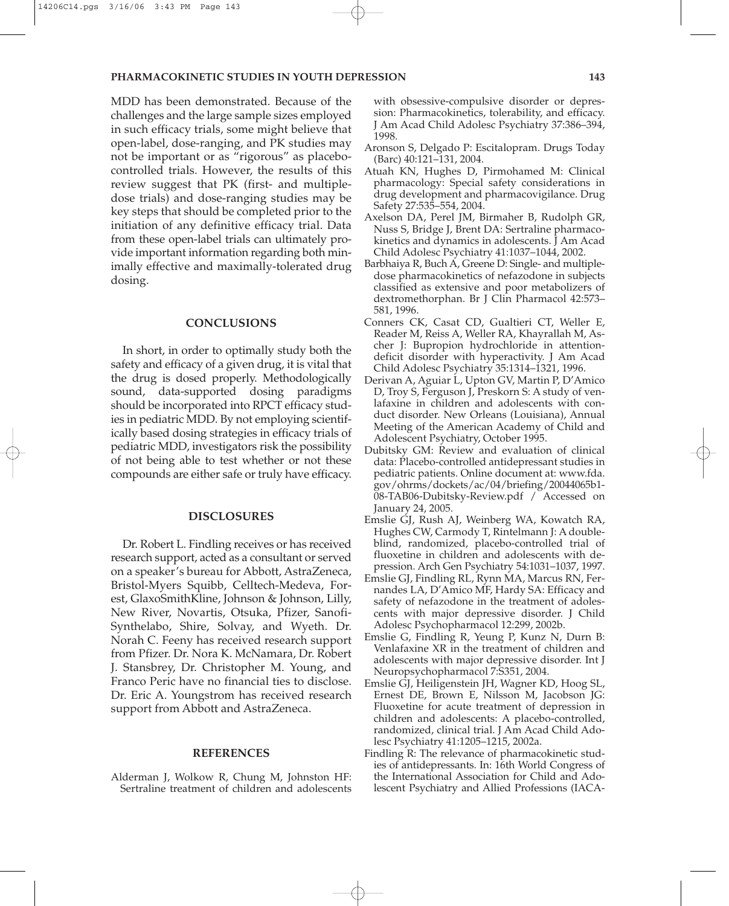MDD has been demonstrated. Because of the challenges and the large sample sizes employed in such efficacy trials, some might believe that open-label, dose-ranging, and PK studies may not be important or as "rigorous" as placebo-controlled trials. However, the results of this review suggest that PK (first- and multiple-dose trials) and dose-ranging studies may be key steps that should be completed prior to the initiation of any definitive efficacy trial. Data from these open-label trials can ultimately provide important information regarding both minimally effective and maximally-tolerated drug dosing.

## CONCLUSIONS

In short, in order to optimally study both the safety and efficacy of a given drug, it is vital that the drug is dosed properly. Methodologically sound, data-supported dosing paradigms should be incorporated into RPCT efficacy studies in pediatric MDD. By not employing scientifically based dosing strategies in efficacy trials of pediatric MDD, investigators risk the possibility of not being able to test whether or not these compounds are either safe or truly have efficacy.

## DISCLOSURES

Dr. Robert L. Findling receives or has received research support, acted as a consultant or served on a speaker's bureau for Abbott, AstraZeneca, Bristol-Myers Squibb, Celltech-Medeva, Forest, GlaxoSmithKline, Johnson & Johnson, Lilly, New River, Novartis, Otsuka, Pfizer, Sanofi-Synthelabo, Shire, Solvay, and Wyeth. Dr. Norah C. Feeny has received research support from Pfizer. Dr. Nora K. McNamara, Dr. Robert J. Stansbrey, Dr. Christopher M. Young, and Franco Peric have no financial ties to disclose. Dr. Eric A. Youngstrom has received research support from Abbott and AstraZeneca.

## REFERENCES

Alderman J, Wolkow R, Chung M, Johnston HF: Sertraline treatment of children and adolescents with obsessive-compulsive disorder or depression: Pharmacokinetics, tolerability, and efficacy. J Am Acad Child Adolesc Psychiatry 37:386–394, 1998.

Aronson S, Delgado P: Escitalopram. Drugs Today (Barc) 40:121–131, 2004.

Atuah KN, Hughes D, Pirmohamed M: Clinical pharmacology: Special safety considerations in drug development and pharmacovigilance. Drug Safety 27:535–554, 2004.

Axelson DA, Perel JM, Birmaher B, Rudolph GR, Nuss S, Bridge J, Brent DA: Sertraline pharmacokinetics and dynamics in adolescents. J Am Acad Child Adolesc Psychiatry 41:1037–1044, 2002.

Barbhaiya R, Buch A, Greene D: Single- and multiple-dose pharmacokinetics of nefazodone in subjects classified as extensive and poor metabolizers of dextromethorphan. Br J Clin Pharmacol 42:573–581, 1996.

Conners CK, Casat CD, Gualtieri CT, Weller E, Reader M, Reiss A, Weller RA, Khayrallah M, Ascher J: Bupropion hydrochloride in attention-deficit disorder with hyperactivity. J Am Acad Child Adolesc Psychiatry 35:1314–1321, 1996.

Derivan A, Aguiar L, Upton GV, Martin P, D'Amico D, Troy S, Ferguson J, Preskorn S: A study of venlafaxine in children and adolescents with conduct disorder. New Orleans (Louisiana), Annual Meeting of the American Academy of Child and Adolescent Psychiatry, October 1995.

Dubitsky GM: Review and evaluation of clinical data: Placebo-controlled antidepressant studies in pediatric patients. Online document at: www.fda.gov/ohrms/dockets/ac/04/briefing/20044065b1-08-TAB06-Dubitsky-Review.pdf / Accessed on January 24, 2005.

Emslie GJ, Rush AJ, Weinberg WA, Kowatch RA, Hughes CW, Carmody T, Rintelmann J: A double-blind, randomized, placebo-controlled trial of fluoxetine in children and adolescents with depression. Arch Gen Psychiatry 54:1031–1037, 1997.

Emslie GJ, Findling RL, Rynn MA, Marcus RN, Fernandes LA, D'Amico MF, Hardy SA: Efficacy and safety of nefazodone in the treatment of adolescents with major depressive disorder. J Child Adolesc Psychopharmacol 12:299, 2002b.

Emslie G, Findling R, Yeung P, Kunz N, Durn B: Venlafaxine XR in the treatment of children and adolescents with major depressive disorder. Int J Neuropsychopharmacol 7:S351, 2004.

Emslie GJ, Heiligenstein JH, Wagner KD, Hoog SL, Ernest DE, Brown E, Nilsson M, Jacobson JG: Fluoxetine for acute treatment of depression in children and adolescents: A placebo-controlled, randomized, clinical trial. J Am Acad Child Adolesc Psychiatry 41:1205–1215, 2002a.

Findling R: The relevance of pharmacokinetic studies of antidepressants. In: 16th World Congress of the International Association for Child and Adolescent Psychiatry and Allied Professions (IACA-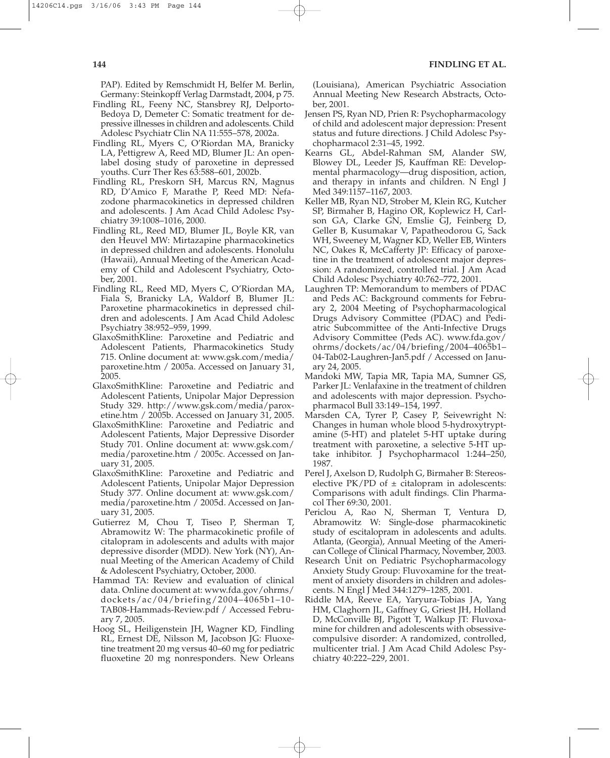PAP). Edited by Remschmidt H, Belfer M. Berlin, Germany: Steinkopff Verlag Darmstadt, 2004, p 75.

Findling RL, Feeny NC, Stansbrey RJ, Delporto-Bedoya D, Demeter C: Somatic treatment for depressive illnesses in children and adolescents. Child Adolesc Psychiatr Clin NA 11:555–578, 2002a.

Findling RL, Myers C, O'Riordan MA, Branicky LA, Pettigrew A, Reed MD, Blumer JL: An open-label dosing study of paroxetine in depressed youths. Curr Ther Res 63:588–601, 2002b.

Findling RL, Preskorn SH, Marcus RN, Magnus RD, D'Amico F, Marathe P, Reed MD: Nefazodone pharmacokinetics in depressed children and adolescents. J Am Acad Child Adolesc Psychiatry 39:1008–1016, 2000.

Findling RL, Reed MD, Blumer JL, Boyle KR, van den Heuvel MW: Mirtazapine pharmacokinetics in depressed children and adolescents. Honolulu (Hawaii), Annual Meeting of the American Academy of Child and Adolescent Psychiatry, October, 2001.

Findling RL, Reed MD, Myers C, O'Riordan MA, Fiala S, Branicky LA, Waldorf B, Blumer JL: Paroxetine pharmacokinetics in depressed children and adolescents. J Am Acad Child Adolesc Psychiatry 38:952–959, 1999.

GlaxoSmithKline: Paroxetine and Pediatric and Adolescent Patients, Pharmacokinetics Study 715. Online document at: www.gsk.com/media/paroxetine.htm / 2005a. Accessed on January 31, 2005.

GlaxoSmithKline: Paroxetine and Pediatric and Adolescent Patients, Unipolar Major Depression Study 329. http://www.gsk.com/media/paroxetine.htm / 2005b. Accessed on January 31, 2005.

GlaxoSmithKline: Paroxetine and Pediatric and Adolescent Patients, Major Depressive Disorder Study 701. Online document at: www.gsk.com/media/paroxetine.htm / 2005c. Accessed on January 31, 2005.

GlaxoSmithKline: Paroxetine and Pediatric and Adolescent Patients, Unipolar Major Depression Study 377. Online document at: www.gsk.com/media/paroxetine.htm / 2005d. Accessed on January 31, 2005.

Gutierrez M, Chou T, Tiseo P, Sherman T, Abramowitz W: The pharmacokinetic profile of citalopram in adolescents and adults with major depressive disorder (MDD). New York (NY), Annual Meeting of the American Academy of Child & Adolescent Psychiatry, October, 2000.

Hammad TA: Review and evaluation of clinical data. Online document at: www.fda.gov/ohrms/dockets/ac/04/briefing/2004–4065b1–10-TAB08-Hammads-Review.pdf / Accessed February 7, 2005.

Hoog SL, Heiligenstein JH, Wagner KD, Findling RL, Ernest DE, Nilsson M, Jacobson JG: Fluoxetine treatment 20 mg versus 40–60 mg for pediatric fluoxetine 20 mg nonresponders. New Orleans (Louisiana), American Psychiatric Association Annual Meeting New Research Abstracts, October, 2001.

Jensen PS, Ryan ND, Prien R: Psychopharmacology of child and adolescent major depression: Present status and future directions. J Child Adolesc Psychopharmacol 2:31–45, 1992.

Kearns GL, Abdel-Rahman SM, Alander SW, Blowey DL, Leeder JS, Kauffman RE: Developmental pharmacology—drug disposition, action, and therapy in infants and children. N Engl J Med 349:1157–1167, 2003.

Keller MB, Ryan ND, Strober M, Klein RG, Kutcher SP, Birmaher B, Hagino OR, Koplewicz H, Carlson GA, Clarke GN, Emslie GJ, Feinberg D, Geller B, Kusumakar V, Papatheodorou G, Sack WH, Sweeney M, Wagner KD, Weller EB, Winters NC, Oakes R, McCafferty JP: Efficacy of paroxetine in the treatment of adolescent major depression: A randomized, controlled trial. J Am Acad Child Adolesc Psychiatry 40:762–772, 2001.

Laughren TP: Memorandum to members of PDAC and Peds AC: Background comments for February 2, 2004 Meeting of Psychopharmacological Drugs Advisory Committee (PDAC) and Pediatric Subcommittee of the Anti-Infective Drugs Advisory Committee (Peds AC). www.fda.gov/ohrms/dockets/ac/04/briefing/2004–4065b1–04-Tab02-Laughren-Jan5.pdf / Accessed on January 24, 2005.

Mandoki MW, Tapia MR, Tapia MA, Sumner GS, Parker JL: Venlafaxine in the treatment of children and adolescents with major depression. Psychopharmacol Bull 33:149–154, 1997.

Marsden CA, Tyrer P, Casey P, Seivewright N: Changes in human whole blood 5-hydroxytryptamine (5-HT) and platelet 5-HT uptake during treatment with paroxetine, a selective 5-HT uptake inhibitor. J Psychopharmacol 1:244–250, 1987.

Perel J, Axelson D, Rudolph G, Birmaher B: Stereoselective PK/PD of ± citalopram in adolescents: Comparisons with adult findings. Clin Pharmacol Ther 69:30, 2001.

Periclou A, Rao N, Sherman T, Ventura D, Abramowitz W: Single-dose pharmacokinetic study of escitalopram in adolescents and adults. Atlanta, (Georgia), Annual Meeting of the American College of Clinical Pharmacy, November, 2003.

Research Unit on Pediatric Psychopharmacology Anxiety Study Group: Fluvoxamine for the treatment of anxiety disorders in children and adolescents. N Engl J Med 344:1279–1285, 2001.

Riddle MA, Reeve EA, Yaryura-Tobias JA, Yang HM, Claghorn JL, Gaffney G, Griest JH, Holland D, McConville BJ, Pigott T, Walkup JT: Fluvoxamine for children and adolescents with obsessive-compulsive disorder: A randomized, controlled, multicenter trial. J Am Acad Child Adolesc Psychiatry 40:222–229, 2001.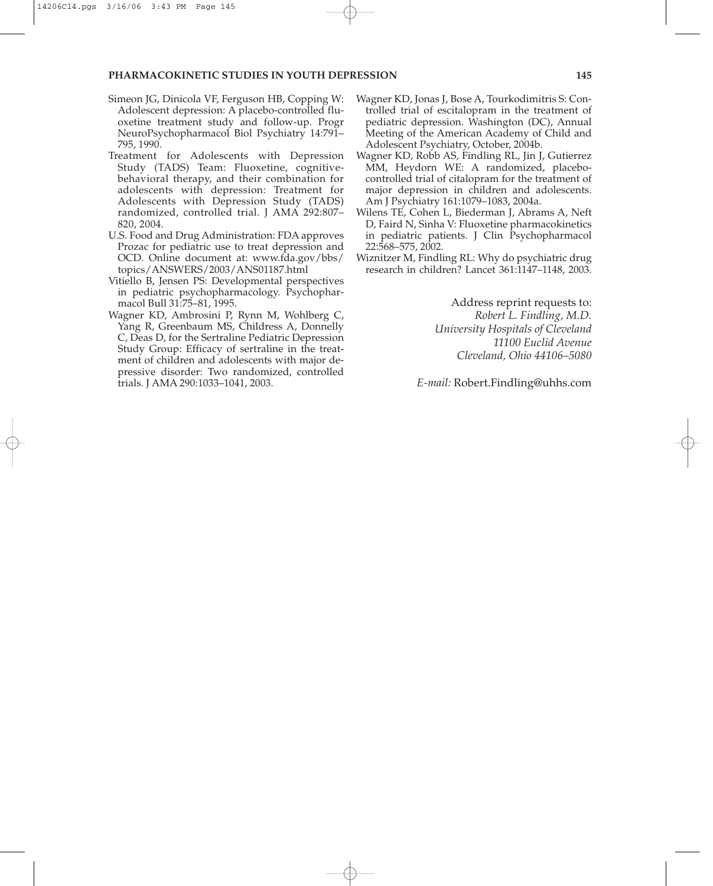Simeon JG, Dinicola VF, Ferguson HB, Copping W: Adolescent depression: A placebo-controlled fluoxetine treatment study and follow-up. Progr NeuroPsychopharmacol Biol Psychiatry 14:791–795, 1990.

Treatment for Adolescents with Depression Study (TADS) Team: Fluoxetine, cognitive-behavioral therapy, and their combination for adolescents with depression: Treatment for Adolescents with Depression Study (TADS) randomized, controlled trial. J AMA 292:807–820, 2004.

U.S. Food and Drug Administration: FDA approves Prozac for pediatric use to treat depression and OCD. Online document at: www.fda.gov/bbs/topics/ANSWERS/2003/ANS01187.html

Vitiello B, Jensen PS: Developmental perspectives in pediatric psychopharmacology. Psychopharmacol Bull 31:75–81, 1995.

Wagner KD, Ambrosini P, Rynn M, Wohlberg C, Yang R, Greenbaum MS, Childress A, Donnelly C, Deas D, for the Sertraline Pediatric Depression Study Group: Efficacy of sertraline in the treatment of children and adolescents with major depressive disorder: Two randomized, controlled trials. J AMA 290:1033–1041, 2003.

Wagner KD, Jonas J, Bose A, Tourkodimitris S: Controlled trial of escitalopram in the treatment of pediatric depression. Washington (DC), Annual Meeting of the American Academy of Child and Adolescent Psychiatry, October, 2004b.

Wagner KD, Robb AS, Findling RL, Jin J, Gutierrez MM, Heydorn WE: A randomized, placebo-controlled trial of citalopram for the treatment of major depression in children and adolescents. Am J Psychiatry 161:1079–1083, 2004a.

Wilens TE, Cohen L, Biederman J, Abrams A, Neft D, Faird N, Sinha V: Fluoxetine pharmacokinetics in pediatric patients. J Clin Psychopharmacol 22:568–575, 2002.

Wiznitzer M, Findling RL: Why do psychiatric drug research in children? Lancet 361:1147–1148, 2003.

Address reprint requests to:
*Robert L. Findling, M.D.*
*University Hospitals of Cleveland*
*11100 Euclid Avenue*
*Cleveland, Ohio 44106–5080*

*E-mail:* Robert.Findling@uhhs.com